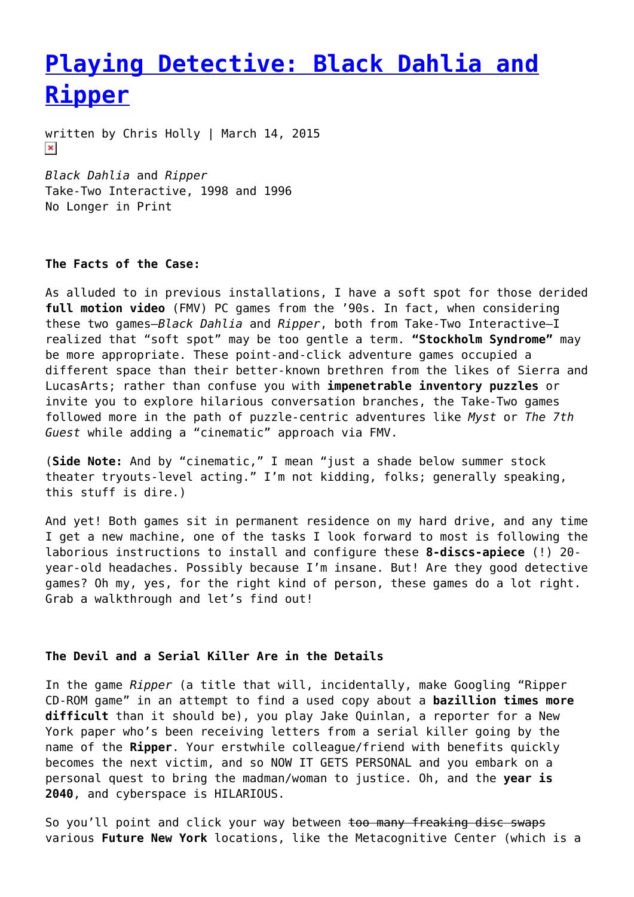# [Playing Detective: Black Dahlia and Ripper]

written by Chris Holly | March 14, 2015

*Black Dahlia* and *Ripper*
Take-Two Interactive, 1998 and 1996
No Longer in Print

**The Facts of the Case:**

As alluded to in previous installations, I have a soft spot for those derided **full motion video** (FMV) PC games from the '90s. In fact, when considering these two games—*Black Dahlia* and *Ripper*, both from Take-Two Interactive—I realized that "soft spot" may be too gentle a term. **"Stockholm Syndrome"** may be more appropriate. These point-and-click adventure games occupied a different space than their better-known brethren from the likes of Sierra and LucasArts; rather than confuse you with **impenetrable inventory puzzles** or invite you to explore hilarious conversation branches, the Take-Two games followed more in the path of puzzle-centric adventures like *Myst* or *The 7th Guest* while adding a "cinematic" approach via FMV.

(**Side Note:** And by "cinematic," I mean "just a shade below summer stock theater tryouts-level acting." I'm not kidding, folks; generally speaking, this stuff is dire.)

And yet! Both games sit in permanent residence on my hard drive, and any time I get a new machine, one of the tasks I look forward to most is following the laborious instructions to install and configure these **8-discs-apiece** (!) 20-year-old headaches. Possibly because I'm insane. But! Are they good detective games? Oh my, yes, for the right kind of person, these games do a lot right. Grab a walkthrough and let's find out!

**The Devil and a Serial Killer Are in the Details**

In the game *Ripper* (a title that will, incidentally, make Googling "Ripper CD-ROM game" in an attempt to find a used copy about a **bazillion times more difficult** than it should be), you play Jake Quinlan, a reporter for a New York paper who's been receiving letters from a serial killer going by the name of the **Ripper**. Your erstwhile colleague/friend with benefits quickly becomes the next victim, and so NOW IT GETS PERSONAL and you embark on a personal quest to bring the madman/woman to justice. Oh, and the **year is 2040**, and cyberspace is HILARIOUS.

So you'll point and click your way between ~~too many freaking disc swaps~~ various **Future New York** locations, like the Metacognitive Center (which is a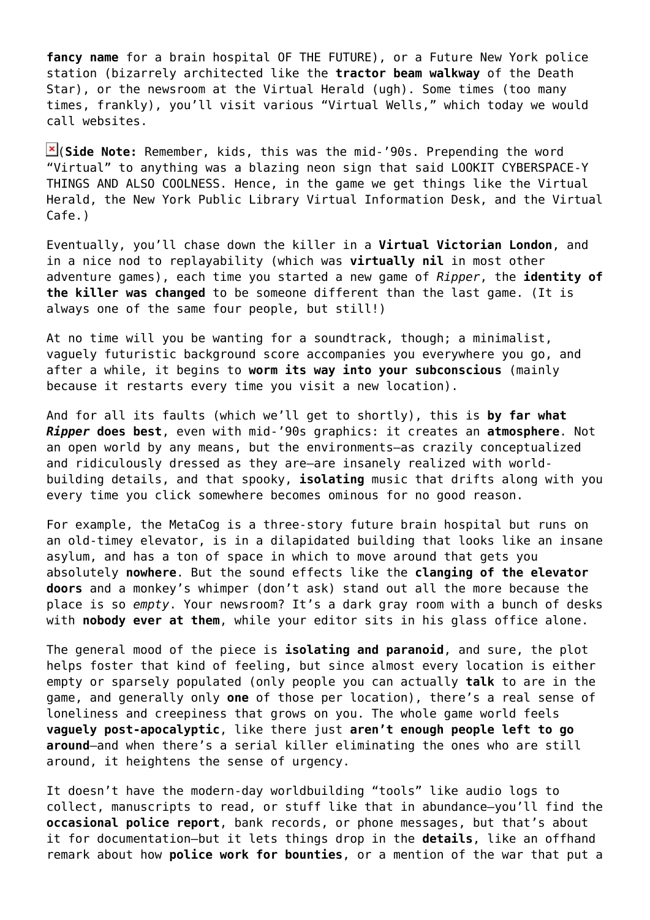**fancy name** for a brain hospital OF THE FUTURE), or a Future New York police station (bizarrely architected like the **tractor beam walkway** of the Death Star), or the newsroom at the Virtual Herald (ugh). Some times (too many times, frankly), you'll visit various "Virtual Wells," which today we would call websites.

(**Side Note:** Remember, kids, this was the mid-'90s. Prepending the word "Virtual" to anything was a blazing neon sign that said LOOKIT CYBERSPACE-Y THINGS AND ALSO COOLNESS. Hence, in the game we get things like the Virtual Herald, the New York Public Library Virtual Information Desk, and the Virtual Cafe.)

Eventually, you'll chase down the killer in a **Virtual Victorian London**, and in a nice nod to replayability (which was **virtually nil** in most other adventure games), each time you started a new game of *Ripper*, the **identity of the killer was changed** to be someone different than the last game. (It is always one of the same four people, but still!)

At no time will you be wanting for a soundtrack, though; a minimalist, vaguely futuristic background score accompanies you everywhere you go, and after a while, it begins to **worm its way into your subconscious** (mainly because it restarts every time you visit a new location).

And for all its faults (which we'll get to shortly), this is **by far what *Ripper* does best**, even with mid-'90s graphics: it creates an **atmosphere**. Not an open world by any means, but the environments—as crazily conceptualized and ridiculously dressed as they are—are insanely realized with world-building details, and that spooky, **isolating** music that drifts along with you every time you click somewhere becomes ominous for no good reason.

For example, the MetaCog is a three-story future brain hospital but runs on an old-timey elevator, is in a dilapidated building that looks like an insane asylum, and has a ton of space in which to move around that gets you absolutely **nowhere**. But the sound effects like the **clanging of the elevator doors** and a monkey's whimper (don't ask) stand out all the more because the place is so *empty*. Your newsroom? It's a dark gray room with a bunch of desks with **nobody ever at them**, while your editor sits in his glass office alone.

The general mood of the piece is **isolating and paranoid**, and sure, the plot helps foster that kind of feeling, but since almost every location is either empty or sparsely populated (only people you can actually **talk** to are in the game, and generally only **one** of those per location), there's a real sense of loneliness and creepiness that grows on you. The whole game world feels **vaguely post-apocalyptic**, like there just **aren't enough people left to go around**—and when there's a serial killer eliminating the ones who are still around, it heightens the sense of urgency.

It doesn't have the modern-day worldbuilding "tools" like audio logs to collect, manuscripts to read, or stuff like that in abundance—you'll find the **occasional police report**, bank records, or phone messages, but that's about it for documentation—but it lets things drop in the **details**, like an offhand remark about how **police work for bounties**, or a mention of the war that put a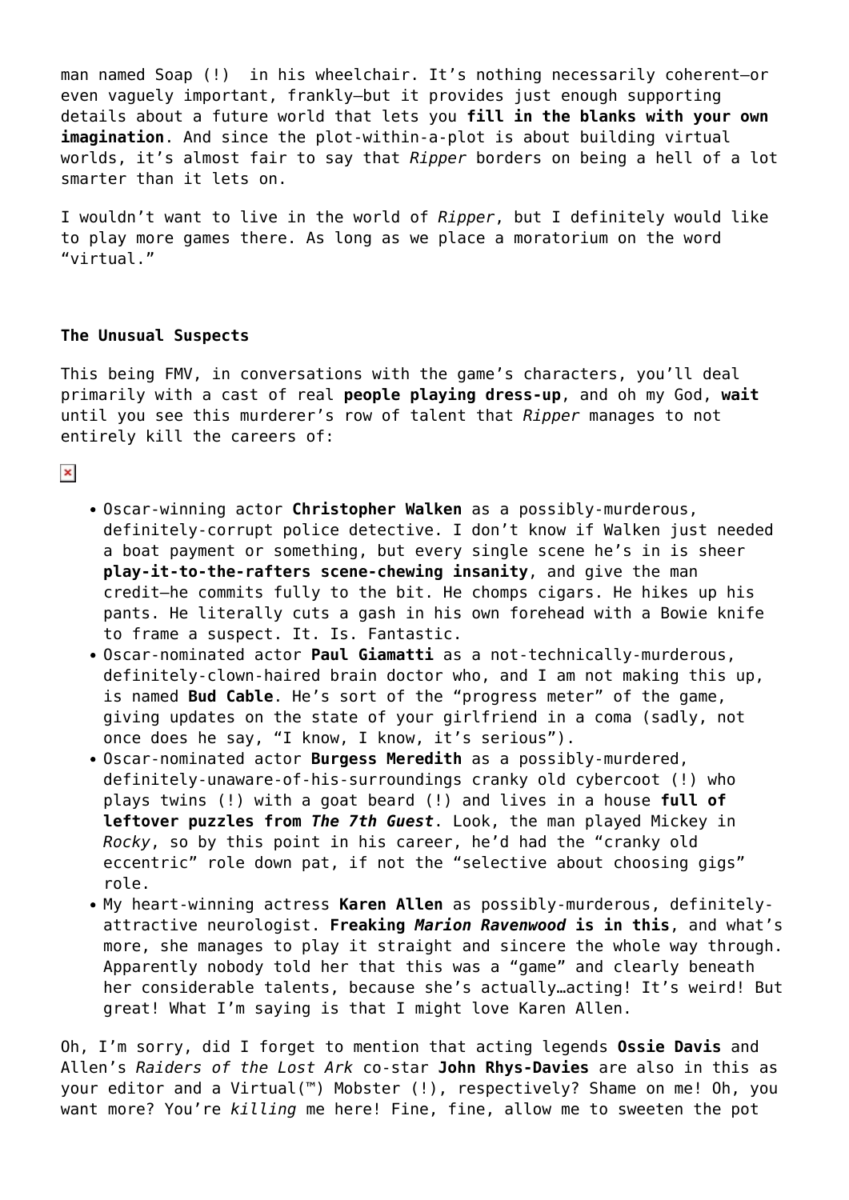man named Soap (!) in his wheelchair. It's nothing necessarily coherent—or even vaguely important, frankly—but it provides just enough supporting details about a future world that lets you **fill in the blanks with your own imagination**. And since the plot-within-a-plot is about building virtual worlds, it's almost fair to say that *Ripper* borders on being a hell of a lot smarter than it lets on.

I wouldn't want to live in the world of *Ripper*, but I definitely would like to play more games there. As long as we place a moratorium on the word "virtual."

**The Unusual Suspects**

This being FMV, in conversations with the game's characters, you'll deal primarily with a cast of real **people playing dress-up**, and oh my God, **wait** until you see this murderer's row of talent that *Ripper* manages to not entirely kill the careers of:

- Oscar-winning actor **Christopher Walken** as a possibly-murderous, definitely-corrupt police detective. I don't know if Walken just needed a boat payment or something, but every single scene he's in is sheer **play-it-to-the-rafters scene-chewing insanity**, and give the man credit—he commits fully to the bit. He chomps cigars. He hikes up his pants. He literally cuts a gash in his own forehead with a Bowie knife to frame a suspect. It. Is. Fantastic.
- Oscar-nominated actor **Paul Giamatti** as a not-technically-murderous, definitely-clown-haired brain doctor who, and I am not making this up, is named **Bud Cable**. He's sort of the "progress meter" of the game, giving updates on the state of your girlfriend in a coma (sadly, not once does he say, "I know, I know, it's serious").
- Oscar-nominated actor **Burgess Meredith** as a possibly-murdered, definitely-unaware-of-his-surroundings cranky old cybercoot (!) who plays twins (!) with a goat beard (!) and lives in a house **full of leftover puzzles from *The 7th Guest***. Look, the man played Mickey in *Rocky*, so by this point in his career, he'd had the "cranky old eccentric" role down pat, if not the "selective about choosing gigs" role.
- My heart-winning actress **Karen Allen** as possibly-murderous, definitely-attractive neurologist. **Freaking *Marion Ravenwood* is in this**, and what's more, she manages to play it straight and sincere the whole way through. Apparently nobody told her that this was a "game" and clearly beneath her considerable talents, because she's actually…acting! It's weird! But great! What I'm saying is that I might love Karen Allen.

Oh, I'm sorry, did I forget to mention that acting legends **Ossie Davis** and Allen's *Raiders of the Lost Ark* co-star **John Rhys-Davies** are also in this as your editor and a Virtual(™) Mobster (!), respectively? Shame on me! Oh, you want more? You're *killing* me here! Fine, fine, allow me to sweeten the pot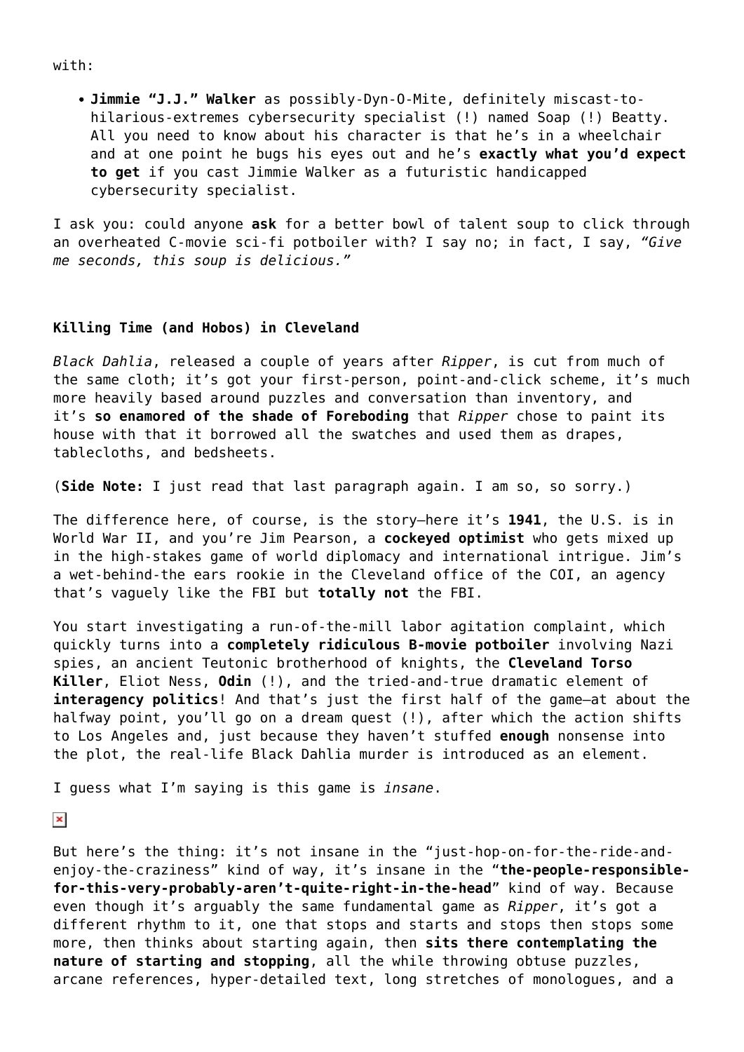with:

- **Jimmie "J.J." Walker** as possibly-Dyn-O-Mite, definitely miscast-to-hilarious-extremes cybersecurity specialist (!) named Soap (!) Beatty. All you need to know about his character is that he's in a wheelchair and at one point he bugs his eyes out and he's **exactly what you'd expect to get** if you cast Jimmie Walker as a futuristic handicapped cybersecurity specialist.

I ask you: could anyone **ask** for a better bowl of talent soup to click through an overheated C-movie sci-fi potboiler with? I say no; in fact, I say, *"Give me seconds, this soup is delicious."*

**Killing Time (and Hobos) in Cleveland**

*Black Dahlia*, released a couple of years after *Ripper*, is cut from much of the same cloth; it's got your first-person, point-and-click scheme, it's much more heavily based around puzzles and conversation than inventory, and it's **so enamored of the shade of Foreboding** that *Ripper* chose to paint its house with that it borrowed all the swatches and used them as drapes, tablecloths, and bedsheets.

(**Side Note:** I just read that last paragraph again. I am so, so sorry.)

The difference here, of course, is the story—here it's **1941**, the U.S. is in World War II, and you're Jim Pearson, a **cockeyed optimist** who gets mixed up in the high-stakes game of world diplomacy and international intrigue. Jim's a wet-behind-the ears rookie in the Cleveland office of the COI, an agency that's vaguely like the FBI but **totally not** the FBI.

You start investigating a run-of-the-mill labor agitation complaint, which quickly turns into a **completely ridiculous B-movie potboiler** involving Nazi spies, an ancient Teutonic brotherhood of knights, the **Cleveland Torso Killer**, Eliot Ness, **Odin** (!), and the tried-and-true dramatic element of **interagency politics**! And that's just the first half of the game—at about the halfway point, you'll go on a dream quest (!), after which the action shifts to Los Angeles and, just because they haven't stuffed **enough** nonsense into the plot, the real-life Black Dahlia murder is introduced as an element.

I guess what I'm saying is this game is *insane*.

But here's the thing: it's not insane in the "just-hop-on-for-the-ride-and-enjoy-the-craziness" kind of way, it's insane in the "**the-people-responsible-for-this-very-probably-aren't-quite-right-in-the-head**" kind of way. Because even though it's arguably the same fundamental game as *Ripper*, it's got a different rhythm to it, one that stops and starts and stops then stops some more, then thinks about starting again, then **sits there contemplating the nature of starting and stopping**, all the while throwing obtuse puzzles, arcane references, hyper-detailed text, long stretches of monologues, and a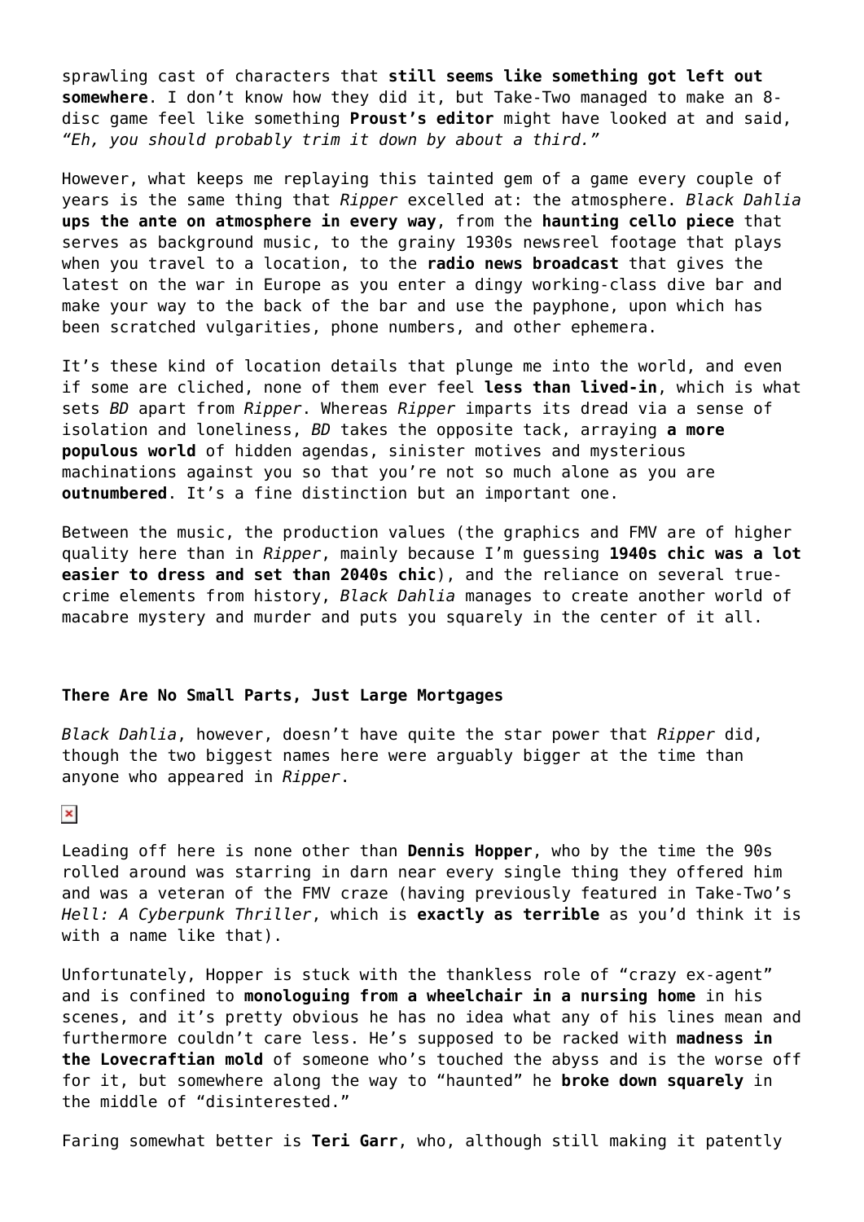sprawling cast of characters that **still seems like something got left out somewhere**. I don't know how they did it, but Take-Two managed to make an 8-disc game feel like something **Proust's editor** might have looked at and said, *"Eh, you should probably trim it down by about a third."*

However, what keeps me replaying this tainted gem of a game every couple of years is the same thing that *Ripper* excelled at: the atmosphere. *Black Dahlia* **ups the ante on atmosphere in every way**, from the **haunting cello piece** that serves as background music, to the grainy 1930s newsreel footage that plays when you travel to a location, to the **radio news broadcast** that gives the latest on the war in Europe as you enter a dingy working-class dive bar and make your way to the back of the bar and use the payphone, upon which has been scratched vulgarities, phone numbers, and other ephemera.

It's these kind of location details that plunge me into the world, and even if some are cliched, none of them ever feel **less than lived-in**, which is what sets *BD* apart from *Ripper*. Whereas *Ripper* imparts its dread via a sense of isolation and loneliness, *BD* takes the opposite tack, arraying **a more populous world** of hidden agendas, sinister motives and mysterious machinations against you so that you're not so much alone as you are **outnumbered**. It's a fine distinction but an important one.

Between the music, the production values (the graphics and FMV are of higher quality here than in *Ripper*, mainly because I'm guessing **1940s chic was a lot easier to dress and set than 2040s chic**), and the reliance on several true-crime elements from history, *Black Dahlia* manages to create another world of macabre mystery and murder and puts you squarely in the center of it all.

#### There Are No Small Parts, Just Large Mortgages

*Black Dahlia*, however, doesn't have quite the star power that *Ripper* did, though the two biggest names here were arguably bigger at the time than anyone who appeared in *Ripper*.

Leading off here is none other than **Dennis Hopper**, who by the time the 90s rolled around was starring in darn near every single thing they offered him and was a veteran of the FMV craze (having previously featured in Take-Two's *Hell: A Cyberpunk Thriller*, which is **exactly as terrible** as you'd think it is with a name like that).

Unfortunately, Hopper is stuck with the thankless role of "crazy ex-agent" and is confined to **monologuing from a wheelchair in a nursing home** in his scenes, and it's pretty obvious he has no idea what any of his lines mean and furthermore couldn't care less. He's supposed to be racked with **madness in the Lovecraftian mold** of someone who's touched the abyss and is the worse off for it, but somewhere along the way to "haunted" he **broke down squarely** in the middle of "disinterested."

Faring somewhat better is **Teri Garr**, who, although still making it patently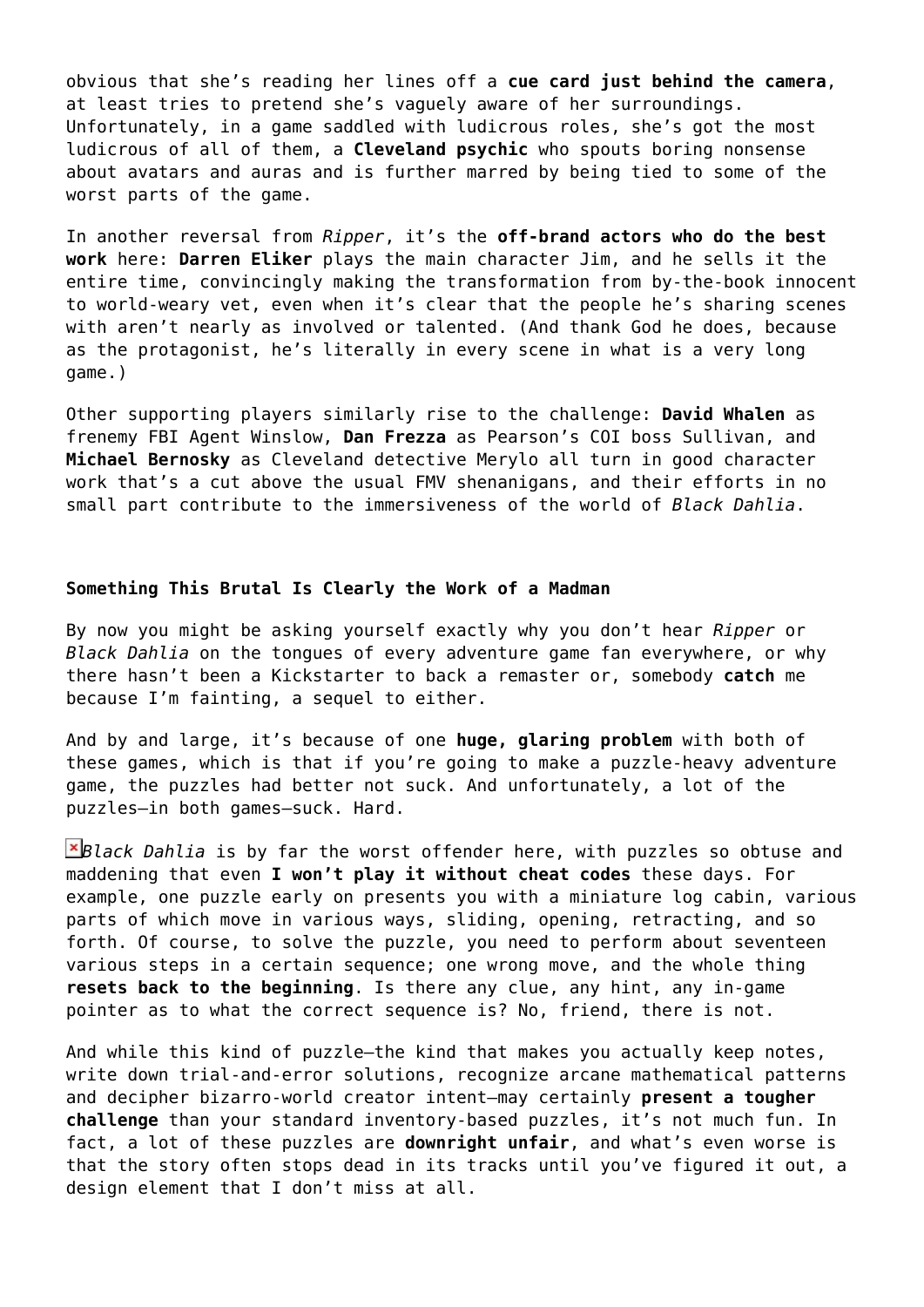obvious that she's reading her lines off a **cue card just behind the camera**, at least tries to pretend she's vaguely aware of her surroundings. Unfortunately, in a game saddled with ludicrous roles, she's got the most ludicrous of all of them, a **Cleveland psychic** who spouts boring nonsense about avatars and auras and is further marred by being tied to some of the worst parts of the game.

In another reversal from *Ripper*, it's the **off-brand actors who do the best work** here: **Darren Eliker** plays the main character Jim, and he sells it the entire time, convincingly making the transformation from by-the-book innocent to world-weary vet, even when it's clear that the people he's sharing scenes with aren't nearly as involved or talented. (And thank God he does, because as the protagonist, he's literally in every scene in what is a very long game.)

Other supporting players similarly rise to the challenge: **David Whalen** as frenemy FBI Agent Winslow, **Dan Frezza** as Pearson's COI boss Sullivan, and **Michael Bernosky** as Cleveland detective Merylo all turn in good character work that's a cut above the usual FMV shenanigans, and their efforts in no small part contribute to the immersiveness of the world of *Black Dahlia*.

### Something This Brutal Is Clearly the Work of a Madman

By now you might be asking yourself exactly why you don't hear *Ripper* or *Black Dahlia* on the tongues of every adventure game fan everywhere, or why there hasn't been a Kickstarter to back a remaster or, somebody **catch** me because I'm fainting, a sequel to either.

And by and large, it's because of one **huge, glaring problem** with both of these games, which is that if you're going to make a puzzle-heavy adventure game, the puzzles had better not suck. And unfortunately, a lot of the puzzles—in both games—suck. Hard.

*Black Dahlia* is by far the worst offender here, with puzzles so obtuse and maddening that even **I won't play it without cheat codes** these days. For example, one puzzle early on presents you with a miniature log cabin, various parts of which move in various ways, sliding, opening, retracting, and so forth. Of course, to solve the puzzle, you need to perform about seventeen various steps in a certain sequence; one wrong move, and the whole thing **resets back to the beginning**. Is there any clue, any hint, any in-game pointer as to what the correct sequence is? No, friend, there is not.

And while this kind of puzzle—the kind that makes you actually keep notes, write down trial-and-error solutions, recognize arcane mathematical patterns and decipher bizarro-world creator intent—may certainly **present a tougher challenge** than your standard inventory-based puzzles, it's not much fun. In fact, a lot of these puzzles are **downright unfair**, and what's even worse is that the story often stops dead in its tracks until you've figured it out, a design element that I don't miss at all.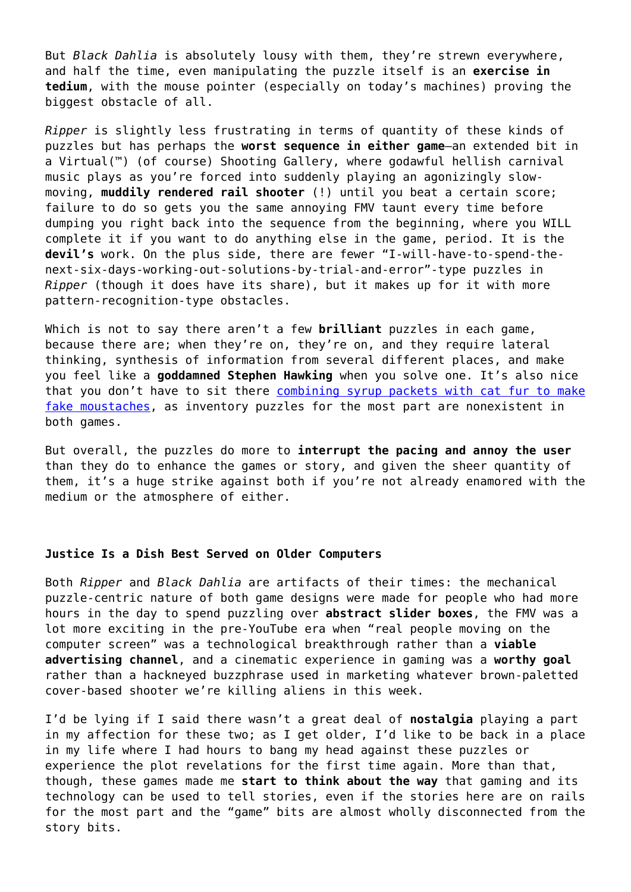But *Black Dahlia* is absolutely lousy with them, they're strewn everywhere, and half the time, even manipulating the puzzle itself is an **exercise in tedium**, with the mouse pointer (especially on today's machines) proving the biggest obstacle of all.

*Ripper* is slightly less frustrating in terms of quantity of these kinds of puzzles but has perhaps the **worst sequence in either game**—an extended bit in a Virtual(™) (of course) Shooting Gallery, where godawful hellish carnival music plays as you're forced into suddenly playing an agonizingly slow-moving, **muddily rendered rail shooter** (!) until you beat a certain score; failure to do so gets you the same annoying FMV taunt every time before dumping you right back into the sequence from the beginning, where you WILL complete it if you want to do anything else in the game, period. It is the **devil's** work. On the plus side, there are fewer "I-will-have-to-spend-the-next-six-days-working-out-solutions-by-trial-and-error"-type puzzles in *Ripper* (though it does have its share), but it makes up for it with more pattern-recognition-type obstacles.

Which is not to say there aren't a few **brilliant** puzzles in each game, because there are; when they're on, they're on, and they require lateral thinking, synthesis of information from several different places, and make you feel like a **goddamned Stephen Hawking** when you solve one. It's also nice that you don't have to sit there combining syrup packets with cat fur to make fake moustaches, as inventory puzzles for the most part are nonexistent in both games.

But overall, the puzzles do more to **interrupt the pacing and annoy the user** than they do to enhance the games or story, and given the sheer quantity of them, it's a huge strike against both if you're not already enamored with the medium or the atmosphere of either.

**Justice Is a Dish Best Served on Older Computers**

Both *Ripper* and *Black Dahlia* are artifacts of their times: the mechanical puzzle-centric nature of both game designs were made for people who had more hours in the day to spend puzzling over **abstract slider boxes**, the FMV was a lot more exciting in the pre-YouTube era when "real people moving on the computer screen" was a technological breakthrough rather than a **viable advertising channel**, and a cinematic experience in gaming was a **worthy goal** rather than a hackneyed buzzphrase used in marketing whatever brown-paletted cover-based shooter we're killing aliens in this week.

I'd be lying if I said there wasn't a great deal of **nostalgia** playing a part in my affection for these two; as I get older, I'd like to be back in a place in my life where I had hours to bang my head against these puzzles or experience the plot revelations for the first time again. More than that, though, these games made me **start to think about the way** that gaming and its technology can be used to tell stories, even if the stories here are on rails for the most part and the "game" bits are almost wholly disconnected from the story bits.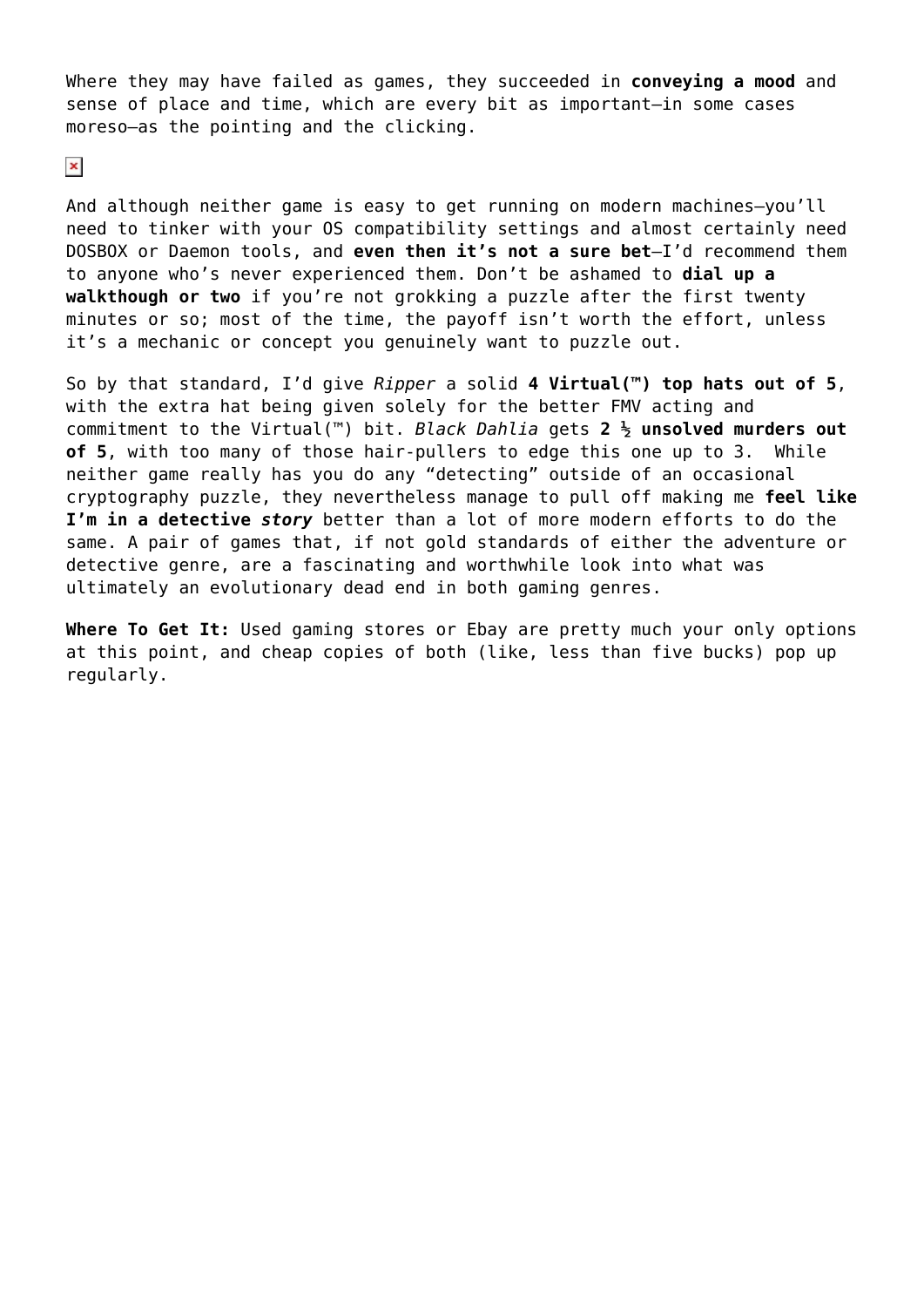Where they may have failed as games, they succeeded in **conveying a mood** and sense of place and time, which are every bit as important—in some cases moreso—as the pointing and the clicking.

And although neither game is easy to get running on modern machines—you'll need to tinker with your OS compatibility settings and almost certainly need DOSBOX or Daemon tools, and **even then it's not a sure bet**—I'd recommend them to anyone who's never experienced them. Don't be ashamed to **dial up a walkthough or two** if you're not grokking a puzzle after the first twenty minutes or so; most of the time, the payoff isn't worth the effort, unless it's a mechanic or concept you genuinely want to puzzle out.

So by that standard, I'd give *Ripper* a solid **4 Virtual(™) top hats out of 5**, with the extra hat being given solely for the better FMV acting and commitment to the Virtual(™) bit. *Black Dahlia* gets **2 ½ unsolved murders out of 5**, with too many of those hair-pullers to edge this one up to 3. While neither game really has you do any "detecting" outside of an occasional cryptography puzzle, they nevertheless manage to pull off making me **feel like I'm in a detective *story*** better than a lot of more modern efforts to do the same. A pair of games that, if not gold standards of either the adventure or detective genre, are a fascinating and worthwhile look into what was ultimately an evolutionary dead end in both gaming genres.

**Where To Get It:** Used gaming stores or Ebay are pretty much your only options at this point, and cheap copies of both (like, less than five bucks) pop up regularly.